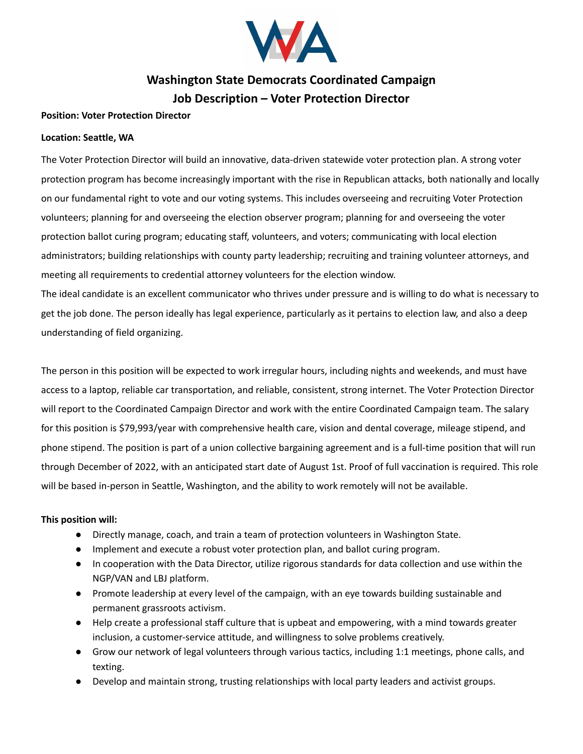# Washington State Democrats Coordinated Campaign
## Job Description – Voter Protection Director

**Position: Voter Protection Director**

**Location: Seattle, WA**

The Voter Protection Director will build an innovative, data-driven statewide voter protection plan. A strong voter protection program has become increasingly important with the rise in Republican attacks, both nationally and locally on our fundamental right to vote and our voting systems. This includes overseeing and recruiting Voter Protection volunteers; planning for and overseeing the election observer program; planning for and overseeing the voter protection ballot curing program; educating staff, volunteers, and voters; communicating with local election administrators; building relationships with county party leadership; recruiting and training volunteer attorneys, and meeting all requirements to credential attorney volunteers for the election window.

The ideal candidate is an excellent communicator who thrives under pressure and is willing to do what is necessary to get the job done. The person ideally has legal experience, particularly as it pertains to election law, and also a deep understanding of field organizing.

The person in this position will be expected to work irregular hours, including nights and weekends, and must have access to a laptop, reliable car transportation, and reliable, consistent, strong internet. The Voter Protection Director will report to the Coordinated Campaign Director and work with the entire Coordinated Campaign team. The salary for this position is $79,993/year with comprehensive health care, vision and dental coverage, mileage stipend, and phone stipend. The position is part of a union collective bargaining agreement and is a full-time position that will run through December of 2022, with an anticipated start date of August 1st. Proof of full vaccination is required. This role will be based in-person in Seattle, Washington, and the ability to work remotely will not be available.

**This position will:**

- Directly manage, coach, and train a team of protection volunteers in Washington State.
- Implement and execute a robust voter protection plan, and ballot curing program.
- In cooperation with the Data Director, utilize rigorous standards for data collection and use within the NGP/VAN and LBJ platform.
- Promote leadership at every level of the campaign, with an eye towards building sustainable and permanent grassroots activism.
- Help create a professional staff culture that is upbeat and empowering, with a mind towards greater inclusion, a customer-service attitude, and willingness to solve problems creatively.
- Grow our network of legal volunteers through various tactics, including 1:1 meetings, phone calls, and texting.
- Develop and maintain strong, trusting relationships with local party leaders and activist groups.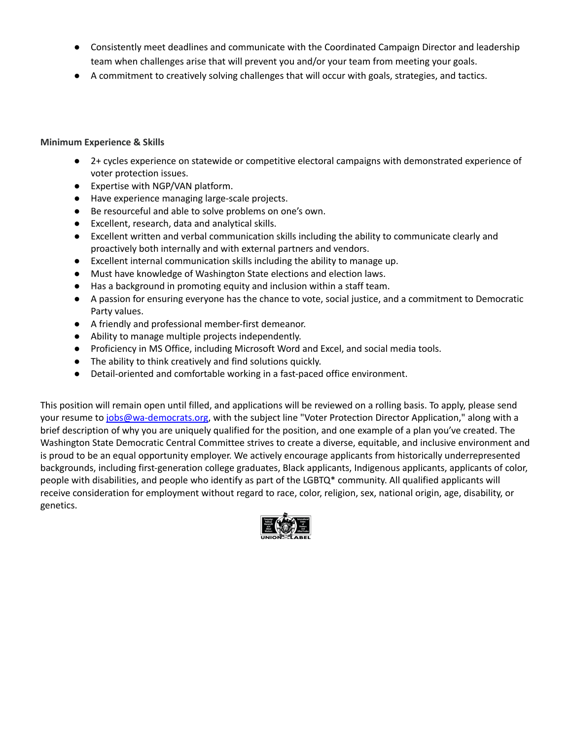- Consistently meet deadlines and communicate with the Coordinated Campaign Director and leadership team when challenges arise that will prevent you and/or your team from meeting your goals.
- A commitment to creatively solving challenges that will occur with goals, strategies, and tactics.

**Minimum Experience & Skills**

- 2+ cycles experience on statewide or competitive electoral campaigns with demonstrated experience of voter protection issues.
- Expertise with NGP/VAN platform.
- Have experience managing large-scale projects.
- Be resourceful and able to solve problems on one's own.
- Excellent, research, data and analytical skills.
- Excellent written and verbal communication skills including the ability to communicate clearly and proactively both internally and with external partners and vendors.
- Excellent internal communication skills including the ability to manage up.
- Must have knowledge of Washington State elections and election laws.
- Has a background in promoting equity and inclusion within a staff team.
- A passion for ensuring everyone has the chance to vote, social justice, and a commitment to Democratic Party values.
- A friendly and professional member-first demeanor.
- Ability to manage multiple projects independently.
- Proficiency in MS Office, including Microsoft Word and Excel, and social media tools.
- The ability to think creatively and find solutions quickly.
- Detail-oriented and comfortable working in a fast-paced office environment.

This position will remain open until filled, and applications will be reviewed on a rolling basis. To apply, please send your resume to [jobs@wa-democrats.org](mailto:jobs@wa-democrats.org), with the subject line "Voter Protection Director Application," along with a brief description of why you are uniquely qualified for the position, and one example of a plan you've created. The Washington State Democratic Central Committee strives to create a diverse, equitable, and inclusive environment and is proud to be an equal opportunity employer. We actively encourage applicants from historically underrepresented backgrounds, including first-generation college graduates, Black applicants, Indigenous applicants, applicants of color, people with disabilities, and people who identify as part of the LGBTQ* community. All qualified applicants will receive consideration for employment without regard to race, color, religion, sex, national origin, age, disability, or genetics.

UNION LABEL